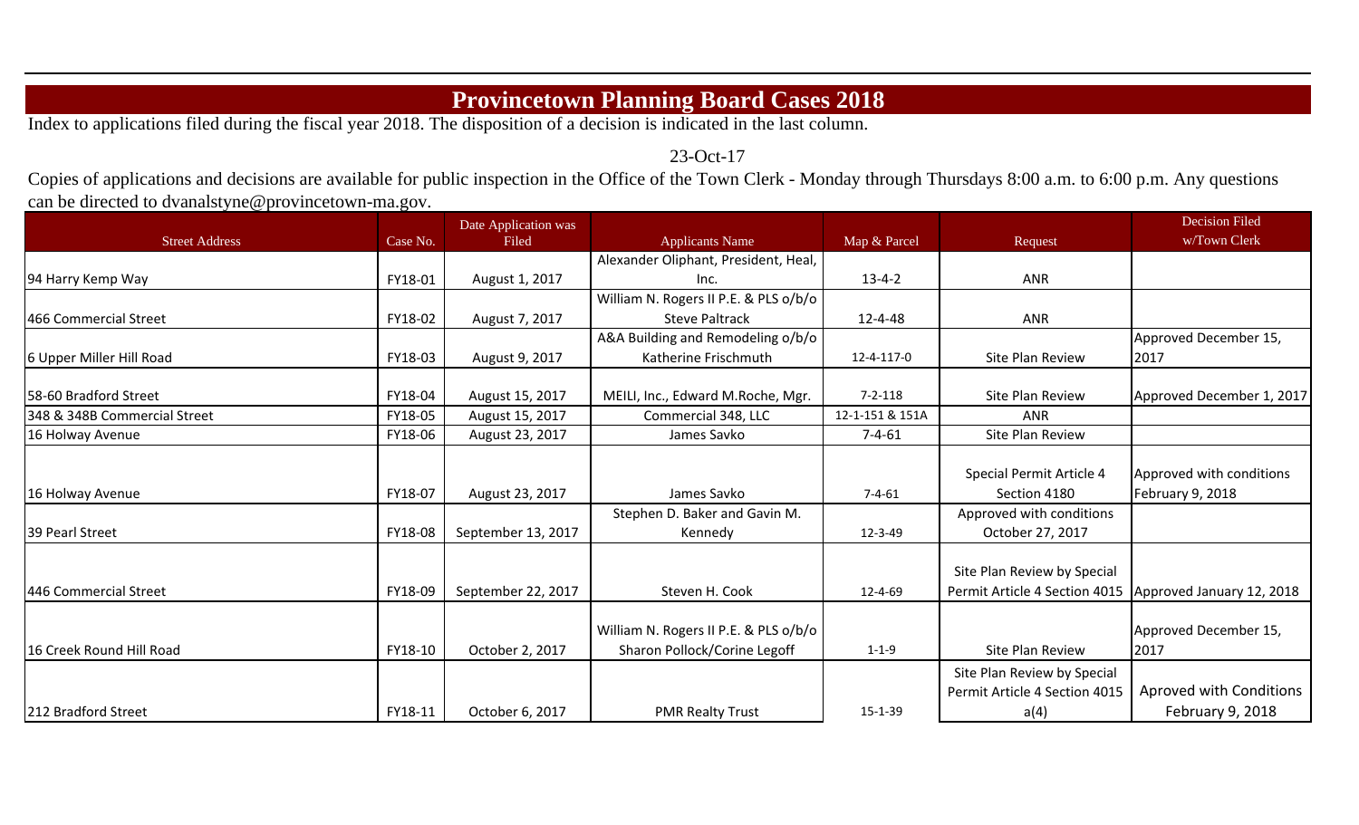# Provincetown Planning Board Cases 2018

Index to applications filed during the fiscal year 2018. The disposition of a decision is indicated in the last column.

23-Oct-17

Copies of applications and decisions are available for public inspection in the Office of the Town Clerk - Monday through Thursdays 8:00 a.m. to 6:00 p.m. Any questions can be directed to dvanalstyne@provincetown-ma.gov.

| Street Address | Case No. | Date Application was Filed | Applicants Name | Map & Parcel | Request | Decision Filed w/Town Clerk |
|---|---|---|---|---|---|---|
| 94 Harry Kemp Way | FY18-01 | August 1, 2017 | Alexander Oliphant, President, Heal, Inc. | 13-4-2 | ANR | |
| 466 Commercial Street | FY18-02 | August 7, 2017 | William N. Rogers II P.E. & PLS o/b/o Steve Paltrack | 12-4-48 | ANR | |
| 6 Upper Miller Hill Road | FY18-03 | August 9, 2017 | A&A Building and Remodeling o/b/o Katherine Frischmuth | 12-4-117-0 | Site Plan Review | Approved December 15, 2017 |
| 58-60 Bradford Street | FY18-04 | August 15, 2017 | MEILI, Inc., Edward M.Roche, Mgr. | 7-2-118 | Site Plan Review | Approved December 1, 2017 |
| 348 & 348B Commercial Street | FY18-05 | August 15, 2017 | Commercial 348, LLC | 12-1-151 & 151A | ANR | |
| 16 Holway Avenue | FY18-06 | August 23, 2017 | James Savko | 7-4-61 | Site Plan Review | |
| 16 Holway Avenue | FY18-07 | August 23, 2017 | James Savko | 7-4-61 | Special Permit Article 4 Section 4180 | Approved with conditions February 9, 2018 |
| 39 Pearl Street | FY18-08 | September 13, 2017 | Stephen D. Baker and Gavin M. Kennedy | 12-3-49 | Approved with conditions October 27, 2017 | |
| 446 Commercial Street | FY18-09 | September 22, 2017 | Steven H. Cook | 12-4-69 | Site Plan Review by Special Permit Article 4 Section 4015 | Approved January 12, 2018 |
| 16 Creek Round Hill Road | FY18-10 | October 2, 2017 | William N. Rogers II P.E. & PLS o/b/o Sharon Pollock/Corine Legoff | 1-1-9 | Site Plan Review | Approved December 15, 2017 |
| 212 Bradford Street | FY18-11 | October 6, 2017 | PMR Realty Trust | 15-1-39 | Site Plan Review by Special Permit Article 4 Section 4015 a(4) | Aproved with Conditions February 9, 2018 |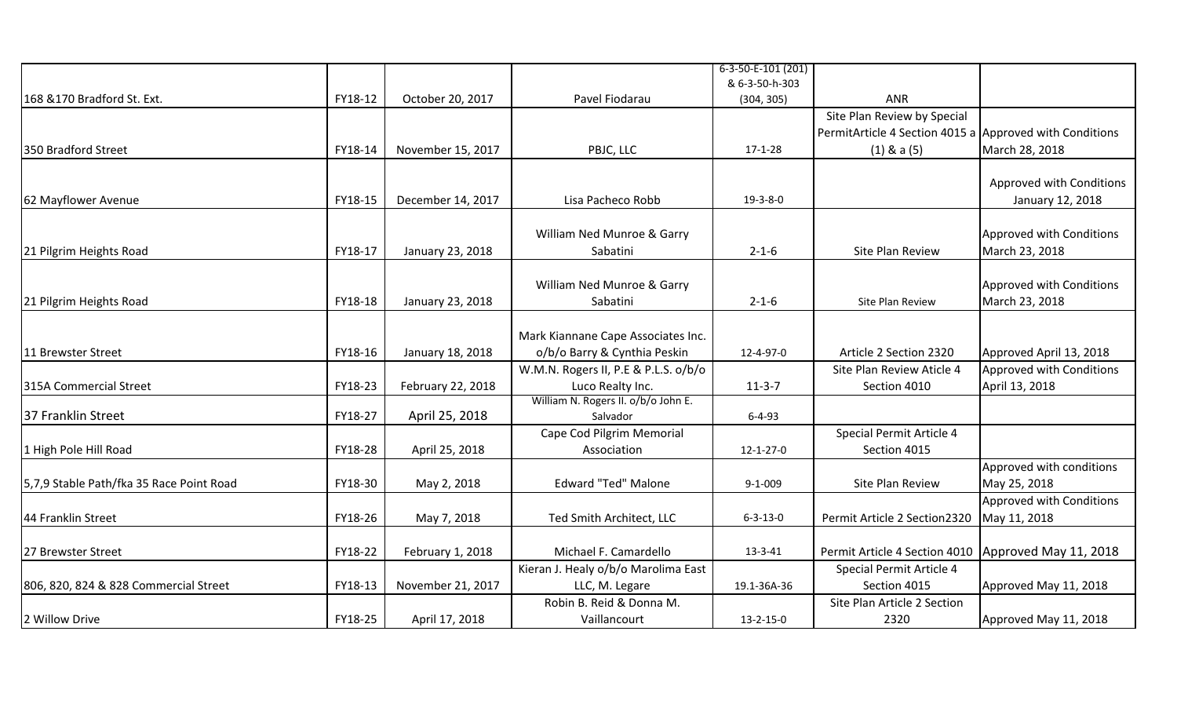| | | | | | | |
|---|---|---|---|---|---|---|
| 168 &170 Bradford St. Ext. | FY18-12 | October 20, 2017 | Pavel Fiodarau | 6-3-50-E-101 (201) & 6-3-50-h-303 (304, 305) | ANR | |
| 350 Bradford Street | FY18-14 | November 15, 2017 | PBJC, LLC | 17-1-28 | Site Plan Review by Special PermitArticle 4 Section 4015 a (1) & a (5) | Approved with Conditions March 28, 2018 |
| 62 Mayflower Avenue | FY18-15 | December 14, 2017 | Lisa Pacheco Robb | 19-3-8-0 | | Approved with Conditions January 12, 2018 |
| 21 Pilgrim Heights Road | FY18-17 | January 23, 2018 | William Ned Munroe & Garry Sabatini | 2-1-6 | Site Plan Review | Approved with Conditions March 23, 2018 |
| 21 Pilgrim Heights Road | FY18-18 | January 23, 2018 | William Ned Munroe & Garry Sabatini | 2-1-6 | Site Plan Review | Approved with Conditions March 23, 2018 |
| 11 Brewster Street | FY18-16 | January 18, 2018 | Mark Kiannane Cape Associates Inc. o/b/o Barry & Cynthia Peskin | 12-4-97-0 | Article 2 Section 2320 | Approved April 13, 2018 |
| 315A Commercial Street | FY18-23 | February 22, 2018 | W.M.N. Rogers II, P.E & P.L.S. o/b/o Luco Realty Inc. | 11-3-7 | Site Plan Review Aticle 4 Section 4010 | Approved with Conditions April 13, 2018 |
| 37 Franklin Street | FY18-27 | April 25, 2018 | William N. Rogers II. o/b/o John E. Salvador | 6-4-93 | | |
| 1 High Pole Hill Road | FY18-28 | April 25, 2018 | Cape Cod Pilgrim Memorial Association | 12-1-27-0 | Special Permit Article 4 Section 4015 | |
| 5,7,9 Stable Path/fka 35 Race Point Road | FY18-30 | May 2, 2018 | Edward "Ted" Malone | 9-1-009 | Site Plan Review | Approved with conditions May 25, 2018 |
| 44 Franklin Street | FY18-26 | May 7, 2018 | Ted Smith Architect, LLC | 6-3-13-0 | Permit Article 2 Section2320 | Approved with Conditions May 11, 2018 |
| 27 Brewster Street | FY18-22 | February 1, 2018 | Michael F. Camardello | 13-3-41 | Permit Article 4 Section 4010 | Approved May 11, 2018 |
| 806, 820, 824 & 828 Commercial Street | FY18-13 | November 21, 2017 | Kieran J. Healy o/b/o Marolima East LLC, M. Legare | 19.1-36A-36 | Special Permit Article 4 Section 4015 | Approved May 11, 2018 |
| 2 Willow Drive | FY18-25 | April 17, 2018 | Robin B. Reid & Donna M. Vaillancourt | 13-2-15-0 | Site Plan Article 2 Section 2320 | Approved May 11, 2018 |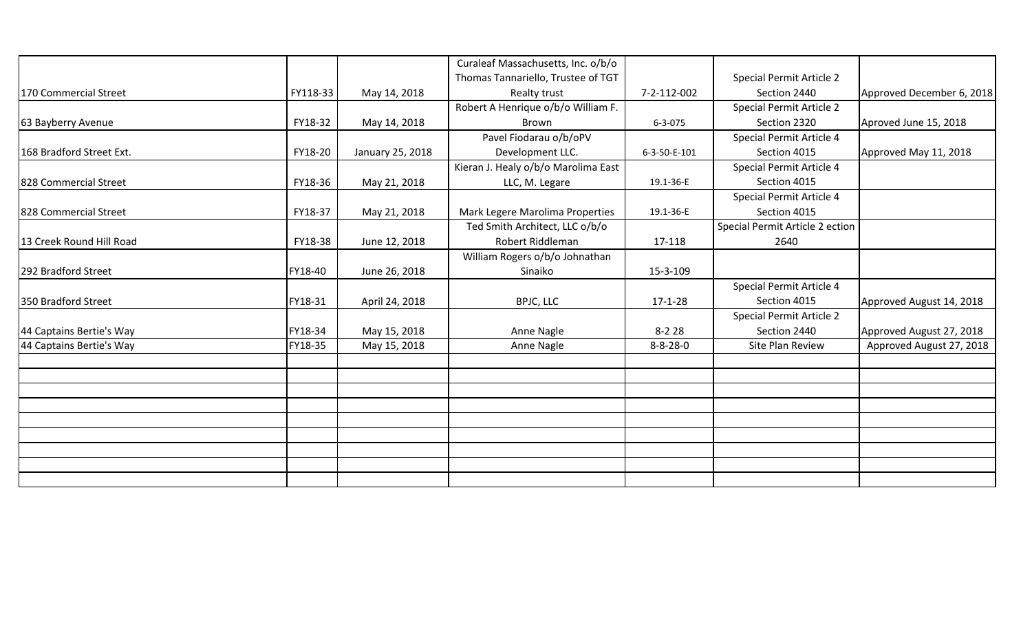| | | | | | | |
|---|---|---|---|---|---|---|
| 170 Commercial Street | FY118-33 | May 14, 2018 | Curaleaf Massachusetts, Inc. o/b/o Thomas Tannariello, Trustee of TGT Realty trust | 7-2-112-002 | Special Permit Article 2 Section 2440 | Approved December 6, 2018 |
| 63 Bayberry Avenue | FY18-32 | May 14, 2018 | Robert A Henrique o/b/o William F. Brown | 6-3-075 | Special Permit Article 2 Section 2320 | Aproved June 15, 2018 |
| 168 Bradford Street Ext. | FY18-20 | January 25, 2018 | Pavel Fiodarau o/b/oPV Development LLC. | 6-3-50-E-101 | Special Permit Article 4 Section 4015 | Approved May 11, 2018 |
| 828 Commercial Street | FY18-36 | May 21, 2018 | Kieran J. Healy o/b/o Marolima East LLC, M. Legare | 19.1-36-E | Special Permit Article 4 Section 4015 | |
| 828 Commercial Street | FY18-37 | May 21, 2018 | Mark Legere Marolima Properties | 19.1-36-E | Special Permit Article 4 Section 4015 | |
| 13 Creek Round Hill Road | FY18-38 | June 12, 2018 | Ted Smith Architect, LLC o/b/o Robert Riddleman | 17-118 | Special Permit Article 2 ection 2640 | |
| 292 Bradford Street | FY18-40 | June 26, 2018 | William Rogers o/b/o Johnathan Sinaiko | 15-3-109 | | |
| 350 Bradford Street | FY18-31 | April 24, 2018 | BPJC, LLC | 17-1-28 | Special Permit Article 4 Section 4015 | Approved August 14, 2018 |
| 44 Captains Bertie's Way | FY18-34 | May 15, 2018 | Anne Nagle | 8-2 28 | Special Permit Article 2 Section 2440 | Approved August 27, 2018 |
| 44 Captains Bertie's Way | FY18-35 | May 15, 2018 | Anne Nagle | 8-8-28-0 | Site Plan Review | Approved August 27, 2018 |
| | | | | | | |
| | | | | | | |
| | | | | | | |
| | | | | | | |
| | | | | | | |
| | | | | | | |
| | | | | | | |
| | | | | | | |
| | | | | | | |